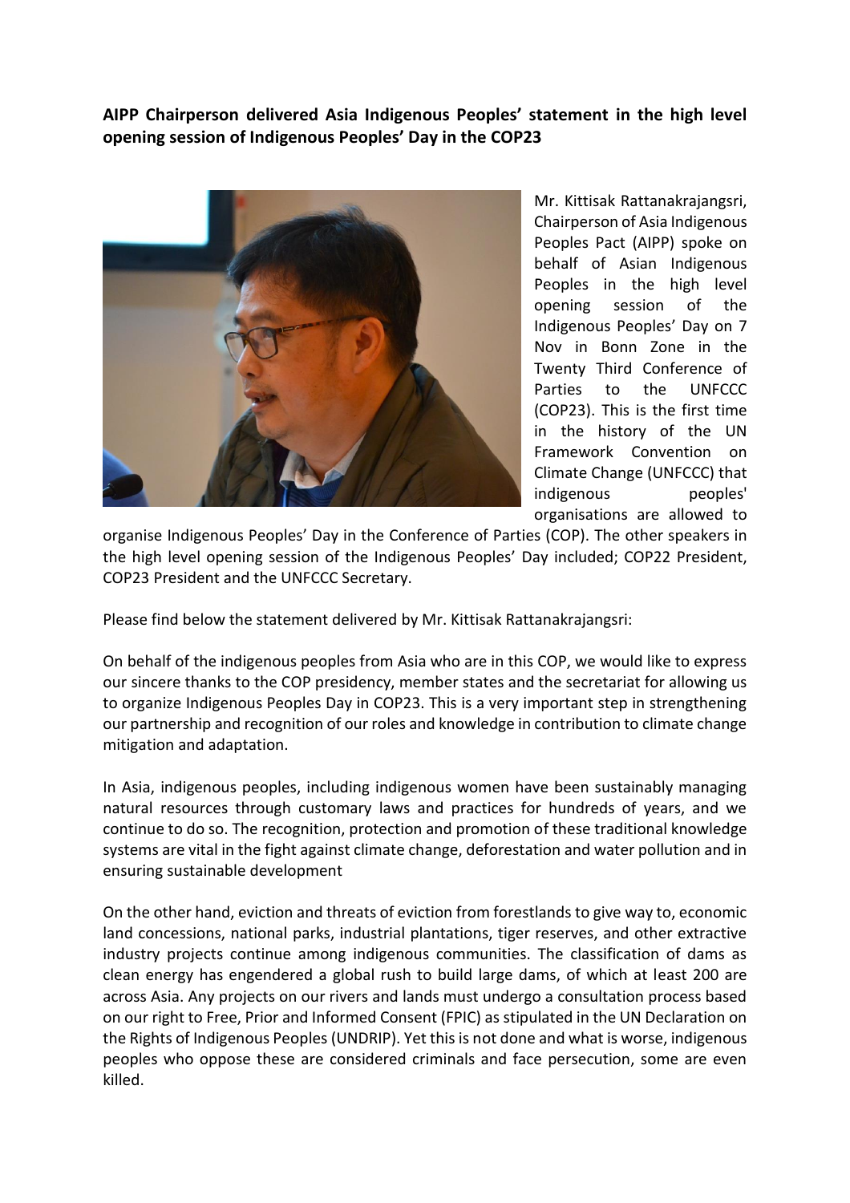**AIPP Chairperson delivered Asia Indigenous Peoples' statement in the high level opening session of Indigenous Peoples' Day in the COP23**

Mr. Kittisak Rattanakrajangsri, Chairperson of Asia Indigenous Peoples Pact (AIPP) spoke on behalf of Asian Indigenous Peoples in the high level opening session of the Indigenous Peoples' Day on 7 Nov in Bonn Zone in the Twenty Third Conference of Parties to the UNFCCC (COP23). This is the first time in the history of the UN Framework Convention on Climate Change (UNFCCC) that indigenous peoples' organisations are allowed to organise Indigenous Peoples' Day in the Conference of Parties (COP). The other speakers in the high level opening session of the Indigenous Peoples' Day included; COP22 President, COP23 President and the UNFCCC Secretary.

Please find below the statement delivered by Mr. Kittisak Rattanakrajangsri:

On behalf of the indigenous peoples from Asia who are in this COP, we would like to express our sincere thanks to the COP presidency, member states and the secretariat for allowing us to organize Indigenous Peoples Day in COP23. This is a very important step in strengthening our partnership and recognition of our roles and knowledge in contribution to climate change mitigation and adaptation.

In Asia, indigenous peoples, including indigenous women have been sustainably managing natural resources through customary laws and practices for hundreds of years, and we continue to do so. The recognition, protection and promotion of these traditional knowledge systems are vital in the fight against climate change, deforestation and water pollution and in ensuring sustainable development

On the other hand, eviction and threats of eviction from forestlands to give way to, economic land concessions, national parks, industrial plantations, tiger reserves, and other extractive industry projects continue among indigenous communities. The classification of dams as clean energy has engendered a global rush to build large dams, of which at least 200 are across Asia. Any projects on our rivers and lands must undergo a consultation process based on our right to Free, Prior and Informed Consent (FPIC) as stipulated in the UN Declaration on the Rights of Indigenous Peoples (UNDRIP). Yet this is not done and what is worse, indigenous peoples who oppose these are considered criminals and face persecution, some are even killed.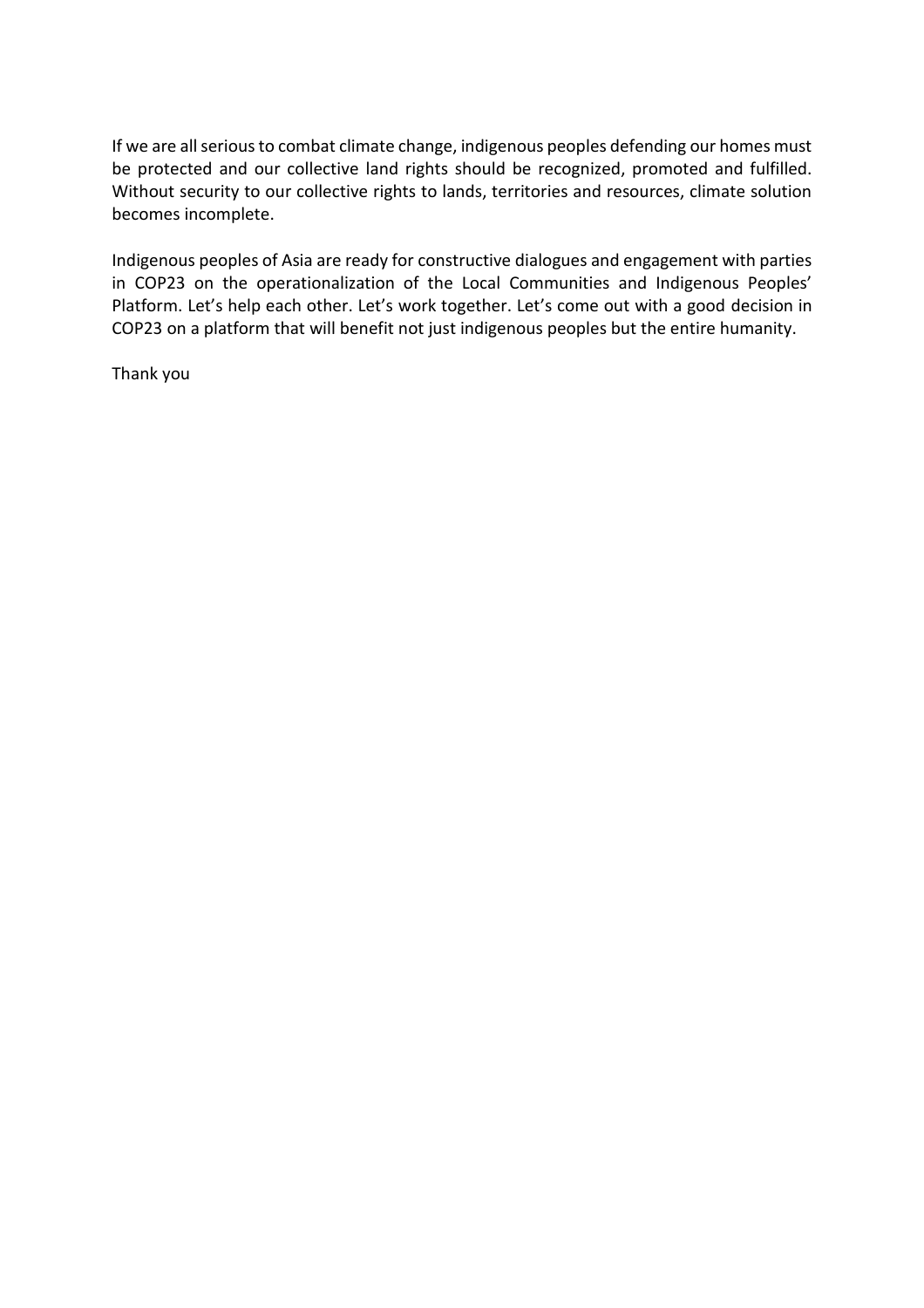If we are all serious to combat climate change, indigenous peoples defending our homes must be protected and our collective land rights should be recognized, promoted and fulfilled. Without security to our collective rights to lands, territories and resources, climate solution becomes incomplete.

Indigenous peoples of Asia are ready for constructive dialogues and engagement with parties in COP23 on the operationalization of the Local Communities and Indigenous Peoples' Platform. Let's help each other. Let's work together. Let's come out with a good decision in COP23 on a platform that will benefit not just indigenous peoples but the entire humanity.

Thank you